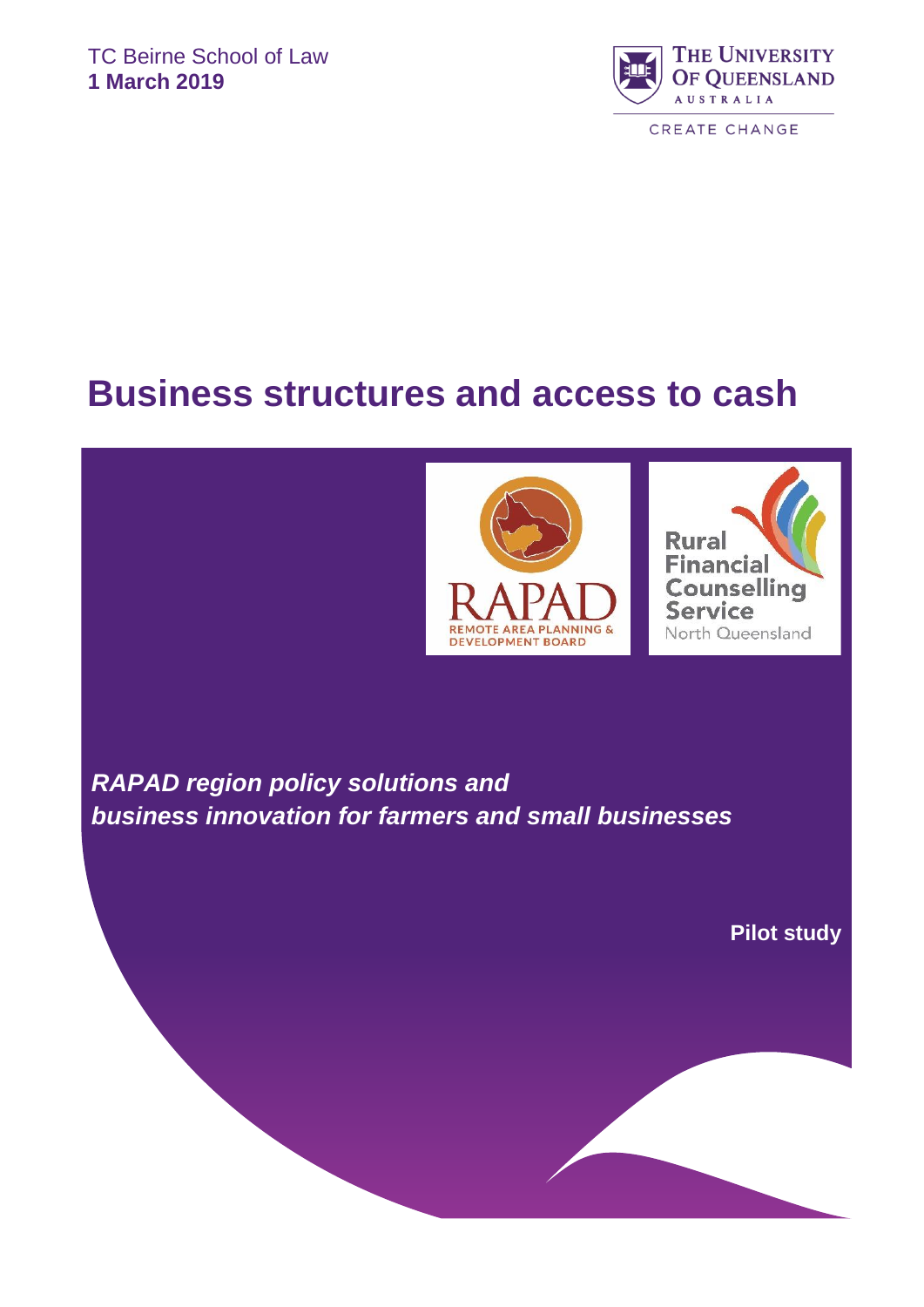TC Beirne School of Law
**1 March 2019**

# Business structures and access to cash

***RAPAD region policy solutions and business innovation for farmers and small businesses***

**Pilot study**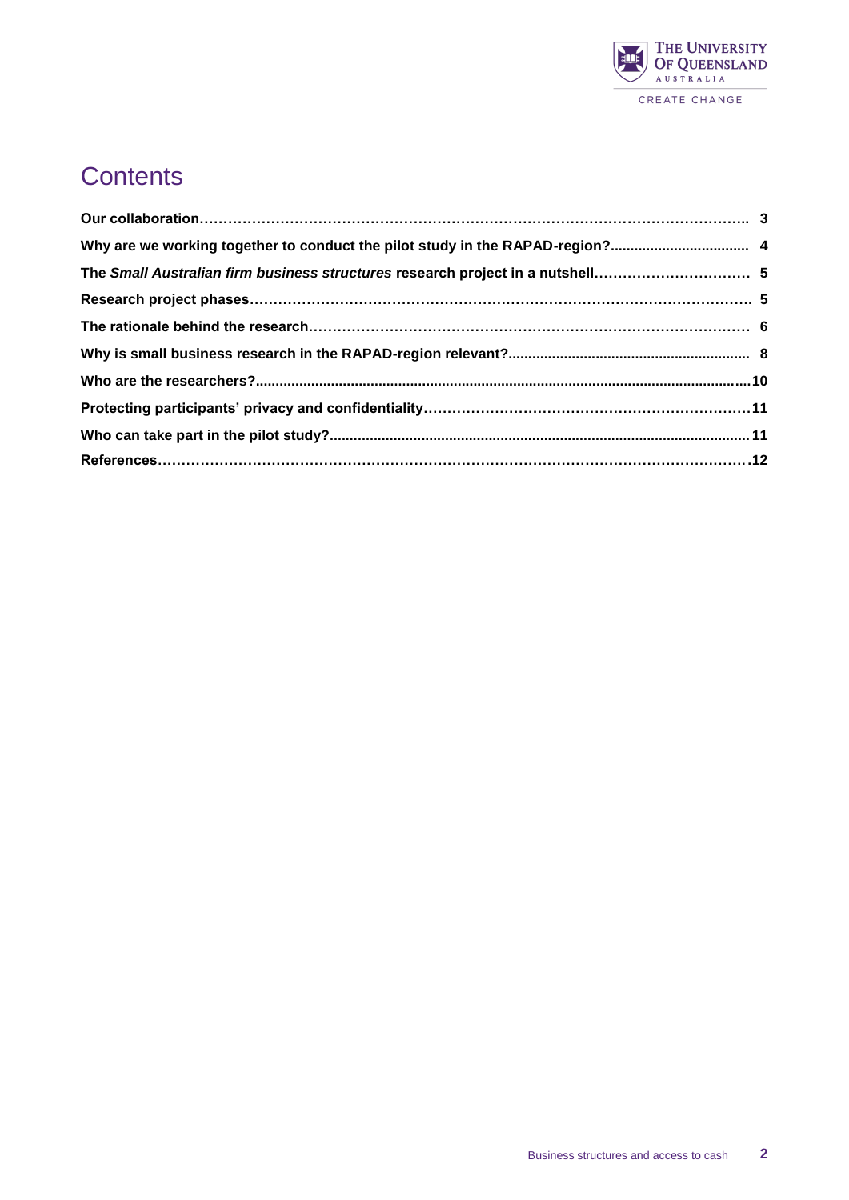# Contents

**Our collaboration** ..... **3**

**Why are we working together to conduct the pilot study in the RAPAD-region?** ..... **4**

**The *Small Australian firm business structures* research project in a nutshell** ..... **5**

**Research project phases** ..... **5**

**The rationale behind the research** ..... **6**

**Why is small business research in the RAPAD-region relevant?** ..... **8**

**Who are the researchers?** ..... **10**

**Protecting participants' privacy and confidentiality** ..... **11**

**Who can take part in the pilot study?** ..... **11**

**References** ..... **12**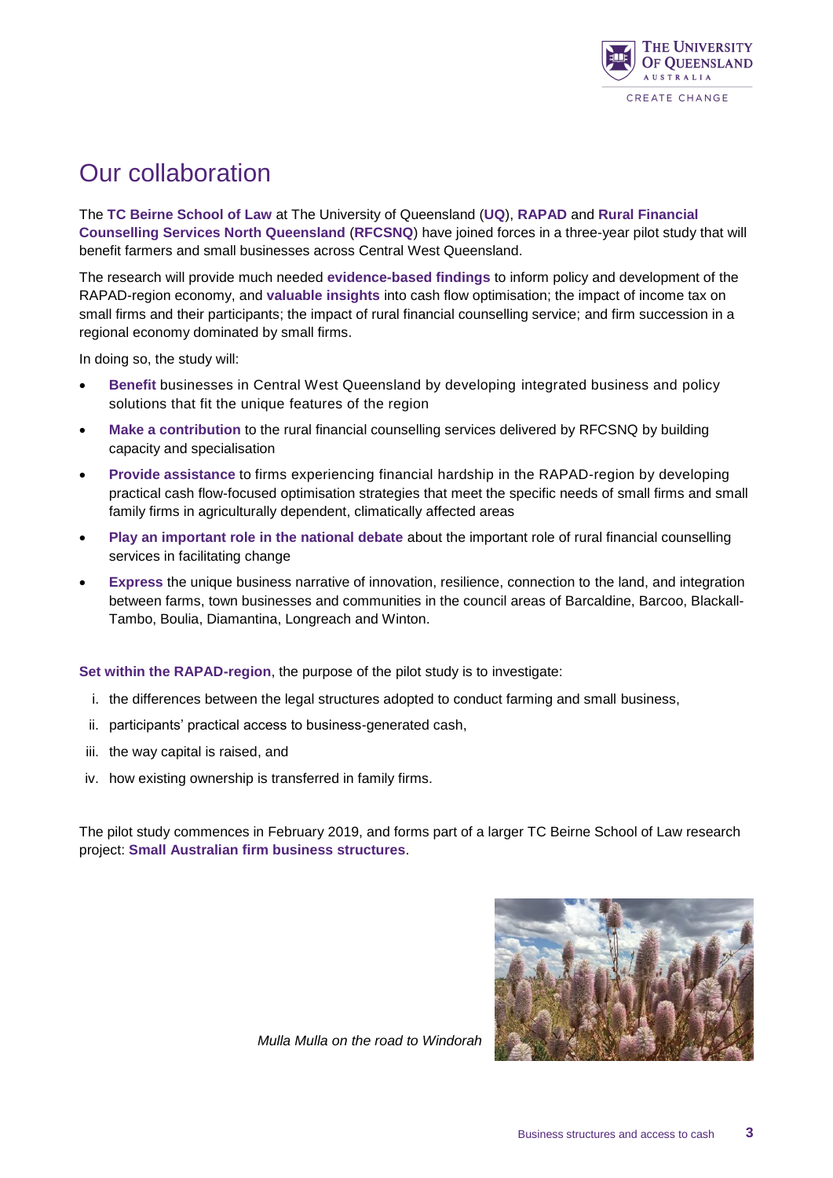# Our collaboration

The **TC Beirne School of Law** at The University of Queensland (**UQ**), **RAPAD** and **Rural Financial Counselling Services North Queensland** (**RFCSNQ**) have joined forces in a three-year pilot study that will benefit farmers and small businesses across Central West Queensland.

The research will provide much needed **evidence-based findings** to inform policy and development of the RAPAD-region economy, and **valuable insights** into cash flow optimisation; the impact of income tax on small firms and their participants; the impact of rural financial counselling service; and firm succession in a regional economy dominated by small firms.

In doing so, the study will:

- **Benefit** businesses in Central West Queensland by developing integrated business and policy solutions that fit the unique features of the region
- **Make a contribution** to the rural financial counselling services delivered by RFCSNQ by building capacity and specialisation
- **Provide assistance** to firms experiencing financial hardship in the RAPAD-region by developing practical cash flow-focused optimisation strategies that meet the specific needs of small firms and small family firms in agriculturally dependent, climatically affected areas
- **Play an important role in the national debate** about the important role of rural financial counselling services in facilitating change
- **Express** the unique business narrative of innovation, resilience, connection to the land, and integration between farms, town businesses and communities in the council areas of Barcaldine, Barcoo, Blackall-Tambo, Boulia, Diamantina, Longreach and Winton.

**Set within the RAPAD-region**, the purpose of the pilot study is to investigate:

i. the differences between the legal structures adopted to conduct farming and small business,
ii. participants' practical access to business-generated cash,
iii. the way capital is raised, and
iv. how existing ownership is transferred in family firms.

The pilot study commences in February 2019, and forms part of a larger TC Beirne School of Law research project: **Small Australian firm business structures**.

*Mulla Mulla on the road to Windorah*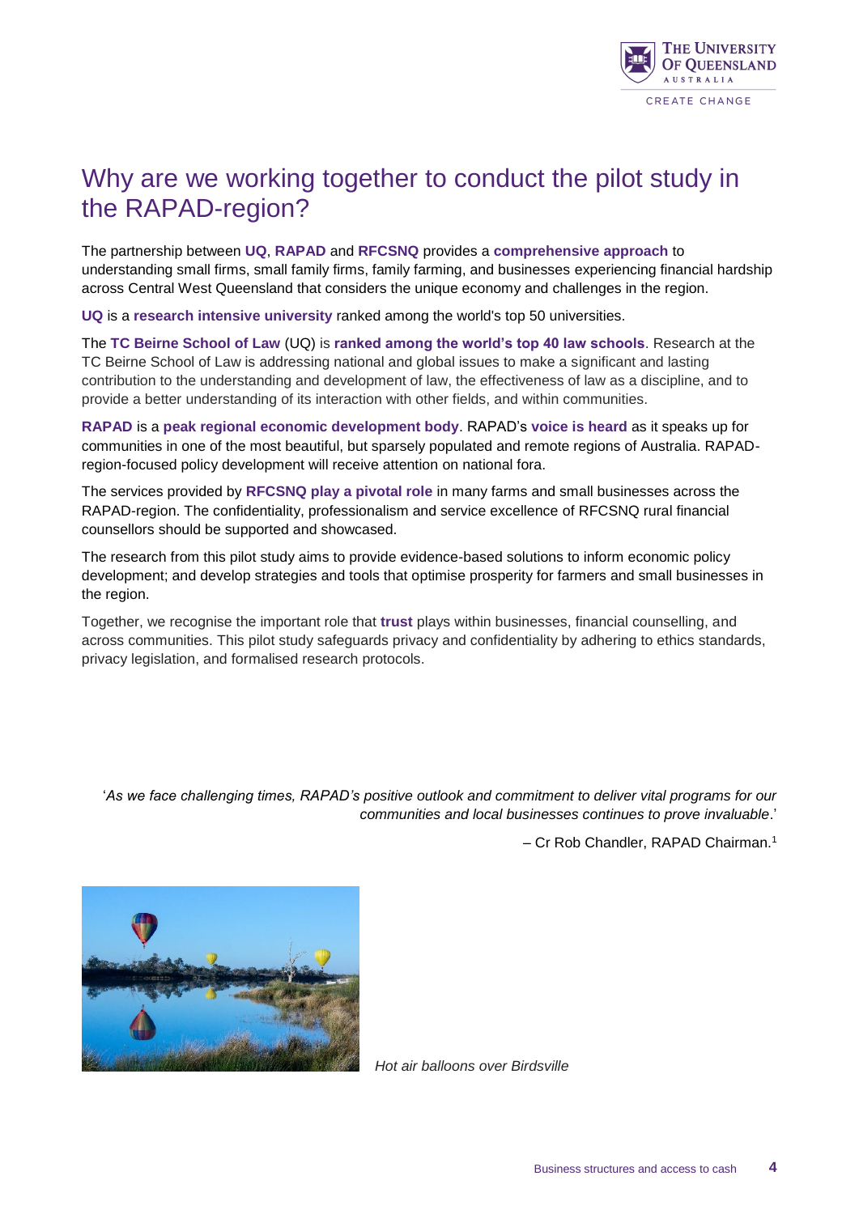# Why are we working together to conduct the pilot study in the RAPAD-region?

The partnership between **UQ**, **RAPAD** and **RFCSNQ** provides a **comprehensive approach** to understanding small firms, small family firms, family farming, and businesses experiencing financial hardship across Central West Queensland that considers the unique economy and challenges in the region.

**UQ** is a **research intensive university** ranked among the world's top 50 universities.

The **TC Beirne School of Law** (UQ) is **ranked among the world's top 40 law schools**. Research at the TC Beirne School of Law is addressing national and global issues to make a significant and lasting contribution to the understanding and development of law, the effectiveness of law as a discipline, and to provide a better understanding of its interaction with other fields, and within communities.

**RAPAD** is a **peak regional economic development body**. RAPAD's **voice is heard** as it speaks up for communities in one of the most beautiful, but sparsely populated and remote regions of Australia. RAPAD-region-focused policy development will receive attention on national fora.

The services provided by **RFCSNQ play a pivotal role** in many farms and small businesses across the RAPAD-region. The confidentiality, professionalism and service excellence of RFCSNQ rural financial counsellors should be supported and showcased.

The research from this pilot study aims to provide evidence-based solutions to inform economic policy development; and develop strategies and tools that optimise prosperity for farmers and small businesses in the region.

Together, we recognise the important role that **trust** plays within businesses, financial counselling, and across communities. This pilot study safeguards privacy and confidentiality by adhering to ethics standards, privacy legislation, and formalised research protocols.

'*As we face challenging times, RAPAD's positive outlook and commitment to deliver vital programs for our communities and local businesses continues to prove invaluable*.'

– Cr Rob Chandler, RAPAD Chairman.[1]

*Hot air balloons over Birdsville*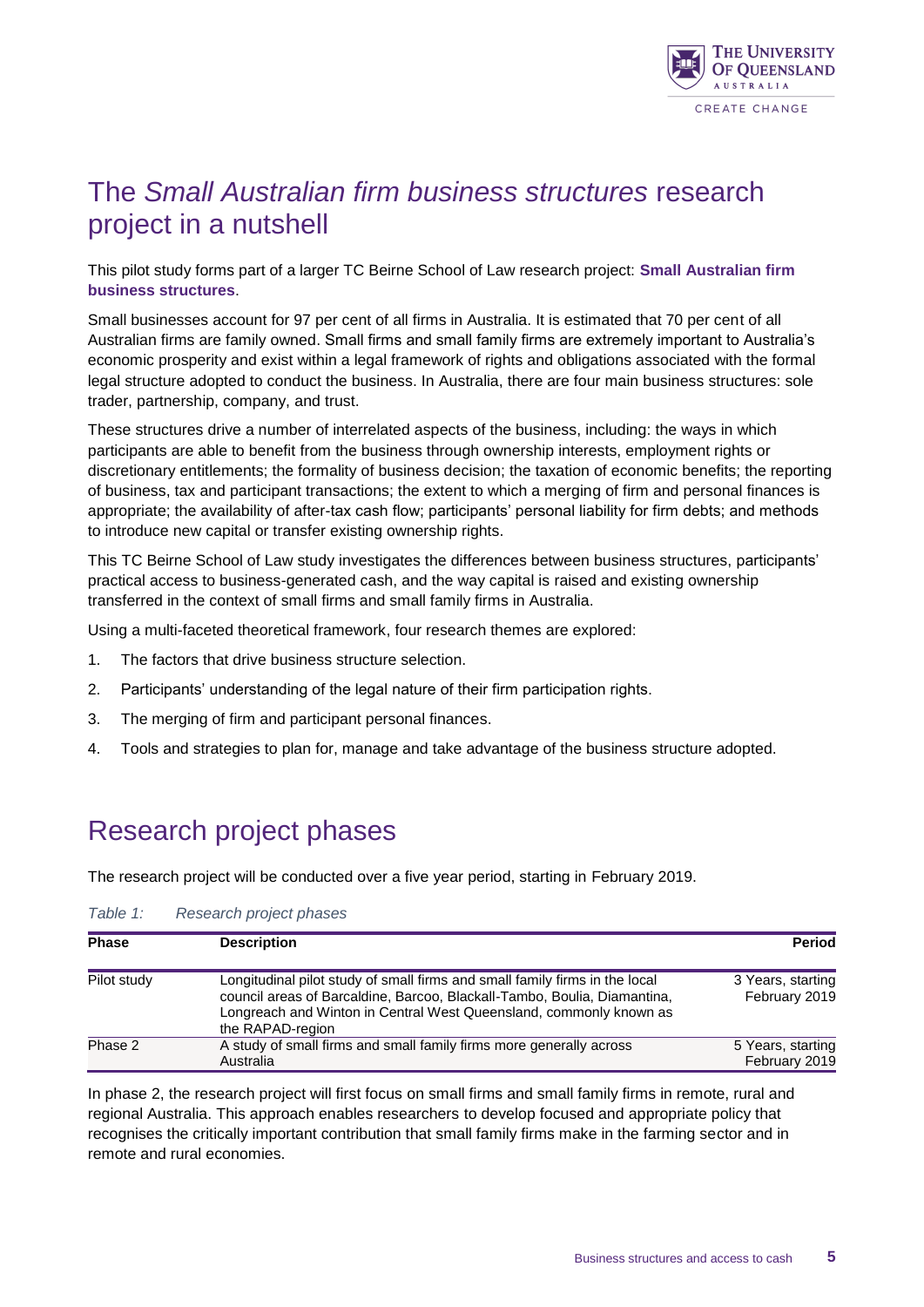# The *Small Australian firm business structures* research project in a nutshell

This pilot study forms part of a larger TC Beirne School of Law research project: **Small Australian firm business structures**.

Small businesses account for 97 per cent of all firms in Australia. It is estimated that 70 per cent of all Australian firms are family owned. Small firms and small family firms are extremely important to Australia's economic prosperity and exist within a legal framework of rights and obligations associated with the formal legal structure adopted to conduct the business. In Australia, there are four main business structures: sole trader, partnership, company, and trust.

These structures drive a number of interrelated aspects of the business, including: the ways in which participants are able to benefit from the business through ownership interests, employment rights or discretionary entitlements; the formality of business decision; the taxation of economic benefits; the reporting of business, tax and participant transactions; the extent to which a merging of firm and personal finances is appropriate; the availability of after-tax cash flow; participants' personal liability for firm debts; and methods to introduce new capital or transfer existing ownership rights.

This TC Beirne School of Law study investigates the differences between business structures, participants' practical access to business-generated cash, and the way capital is raised and existing ownership transferred in the context of small firms and small family firms in Australia.

Using a multi-faceted theoretical framework, four research themes are explored:

1. The factors that drive business structure selection.
2. Participants' understanding of the legal nature of their firm participation rights.
3. The merging of firm and participant personal finances.
4. Tools and strategies to plan for, manage and take advantage of the business structure adopted.

# Research project phases

The research project will be conducted over a five year period, starting in February 2019.

*Table 1: Research project phases*

| Phase | Description | Period |
|---|---|---|
| Pilot study | Longitudinal pilot study of small firms and small family firms in the local council areas of Barcaldine, Barcoo, Blackall-Tambo, Boulia, Diamantina, Longreach and Winton in Central West Queensland, commonly known as the RAPAD-region | 3 Years, starting February 2019 |
| Phase 2 | A study of small firms and small family firms more generally across Australia | 5 Years, starting February 2019 |

In phase 2, the research project will first focus on small firms and small family firms in remote, rural and regional Australia. This approach enables researchers to develop focused and appropriate policy that recognises the critically important contribution that small family firms make in the farming sector and in remote and rural economies.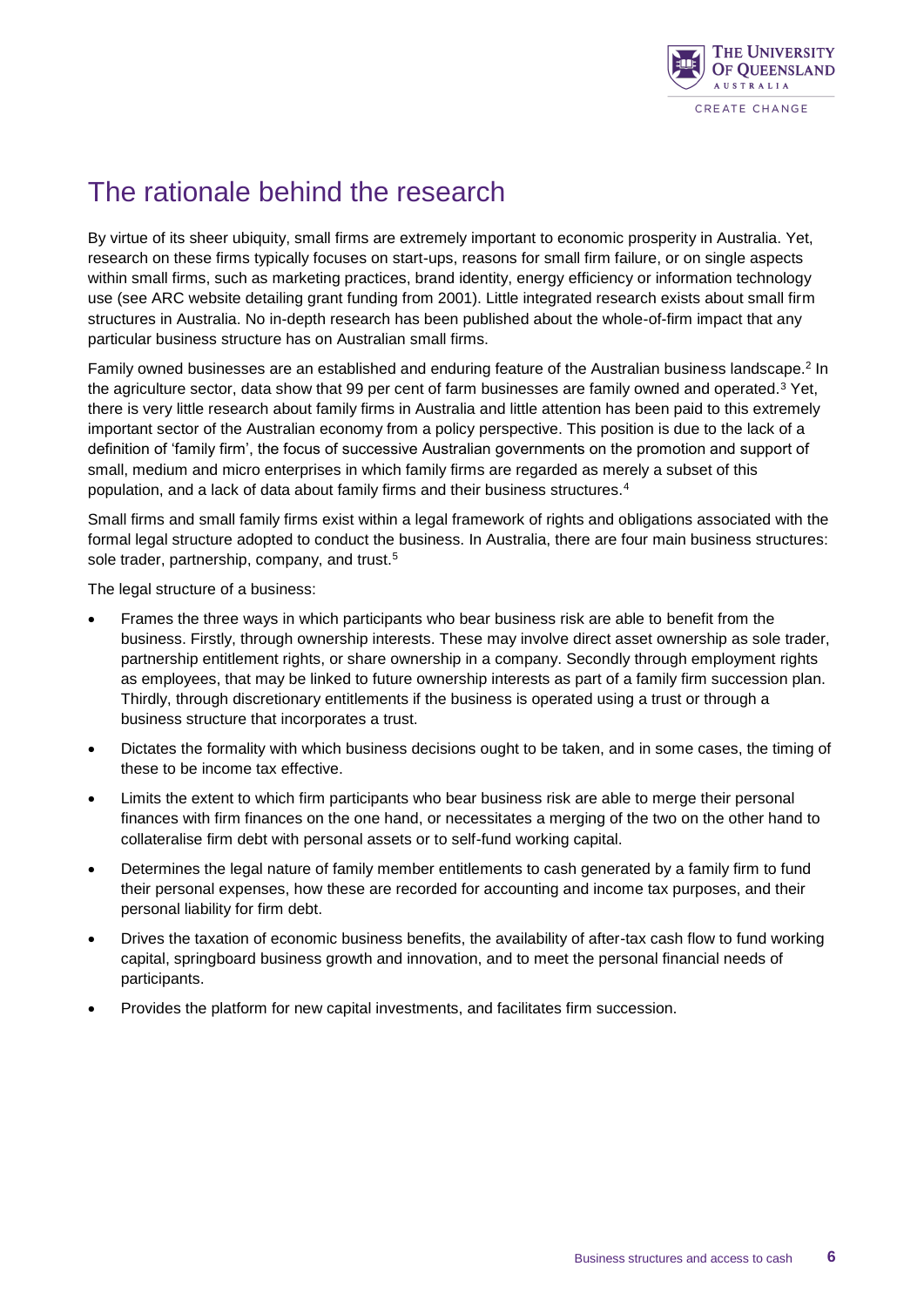# The rationale behind the research

By virtue of its sheer ubiquity, small firms are extremely important to economic prosperity in Australia. Yet, research on these firms typically focuses on start-ups, reasons for small firm failure, or on single aspects within small firms, such as marketing practices, brand identity, energy efficiency or information technology use (see ARC website detailing grant funding from 2001). Little integrated research exists about small firm structures in Australia. No in-depth research has been published about the whole-of-firm impact that any particular business structure has on Australian small firms.

Family owned businesses are an established and enduring feature of the Australian business landscape.[2] In the agriculture sector, data show that 99 per cent of farm businesses are family owned and operated.[3] Yet, there is very little research about family firms in Australia and little attention has been paid to this extremely important sector of the Australian economy from a policy perspective. This position is due to the lack of a definition of 'family firm', the focus of successive Australian governments on the promotion and support of small, medium and micro enterprises in which family firms are regarded as merely a subset of this population, and a lack of data about family firms and their business structures.[4]

Small firms and small family firms exist within a legal framework of rights and obligations associated with the formal legal structure adopted to conduct the business. In Australia, there are four main business structures: sole trader, partnership, company, and trust.[5]

The legal structure of a business:

- Frames the three ways in which participants who bear business risk are able to benefit from the business. Firstly, through ownership interests. These may involve direct asset ownership as sole trader, partnership entitlement rights, or share ownership in a company. Secondly through employment rights as employees, that may be linked to future ownership interests as part of a family firm succession plan. Thirdly, through discretionary entitlements if the business is operated using a trust or through a business structure that incorporates a trust.
- Dictates the formality with which business decisions ought to be taken, and in some cases, the timing of these to be income tax effective.
- Limits the extent to which firm participants who bear business risk are able to merge their personal finances with firm finances on the one hand, or necessitates a merging of the two on the other hand to collateralise firm debt with personal assets or to self-fund working capital.
- Determines the legal nature of family member entitlements to cash generated by a family firm to fund their personal expenses, how these are recorded for accounting and income tax purposes, and their personal liability for firm debt.
- Drives the taxation of economic business benefits, the availability of after-tax cash flow to fund working capital, springboard business growth and innovation, and to meet the personal financial needs of participants.
- Provides the platform for new capital investments, and facilitates firm succession.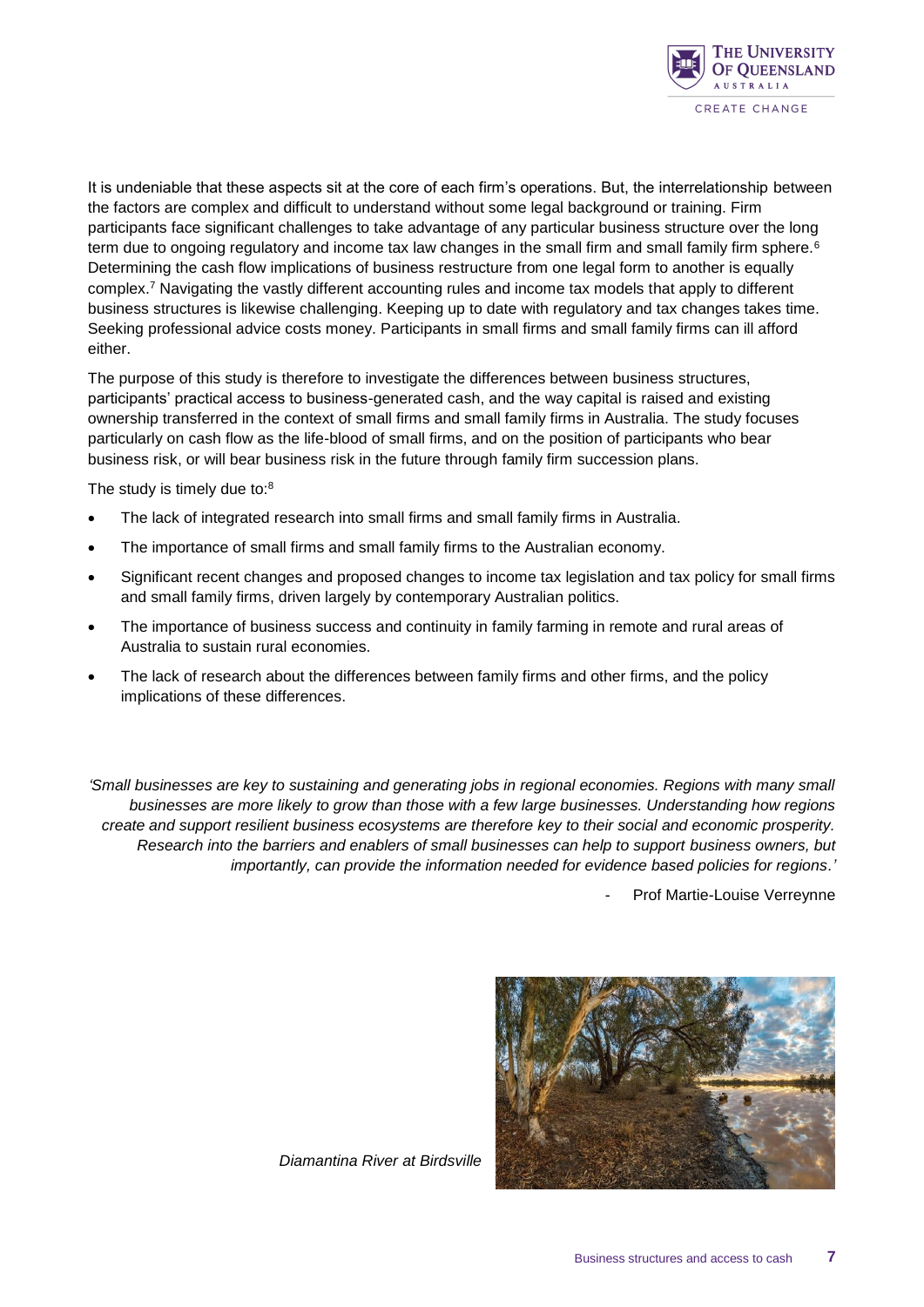It is undeniable that these aspects sit at the core of each firm's operations. But, the interrelationship between the factors are complex and difficult to understand without some legal background or training. Firm participants face significant challenges to take advantage of any particular business structure over the long term due to ongoing regulatory and income tax law changes in the small firm and small family firm sphere.[6] Determining the cash flow implications of business restructure from one legal form to another is equally complex.[7] Navigating the vastly different accounting rules and income tax models that apply to different business structures is likewise challenging. Keeping up to date with regulatory and tax changes takes time. Seeking professional advice costs money. Participants in small firms and small family firms can ill afford either.

The purpose of this study is therefore to investigate the differences between business structures, participants' practical access to business-generated cash, and the way capital is raised and existing ownership transferred in the context of small firms and small family firms in Australia. The study focuses particularly on cash flow as the life-blood of small firms, and on the position of participants who bear business risk, or will bear business risk in the future through family firm succession plans.

The study is timely due to:[8]

- The lack of integrated research into small firms and small family firms in Australia.
- The importance of small firms and small family firms to the Australian economy.
- Significant recent changes and proposed changes to income tax legislation and tax policy for small firms and small family firms, driven largely by contemporary Australian politics.
- The importance of business success and continuity in family farming in remote and rural areas of Australia to sustain rural economies.
- The lack of research about the differences between family firms and other firms, and the policy implications of these differences.

*'Small businesses are key to sustaining and generating jobs in regional economies. Regions with many small businesses are more likely to grow than those with a few large businesses. Understanding how regions create and support resilient business ecosystems are therefore key to their social and economic prosperity. Research into the barriers and enablers of small businesses can help to support business owners, but importantly, can provide the information needed for evidence based policies for regions.'*

\- Prof Martie-Louise Verreynne

*Diamantina River at Birdsville*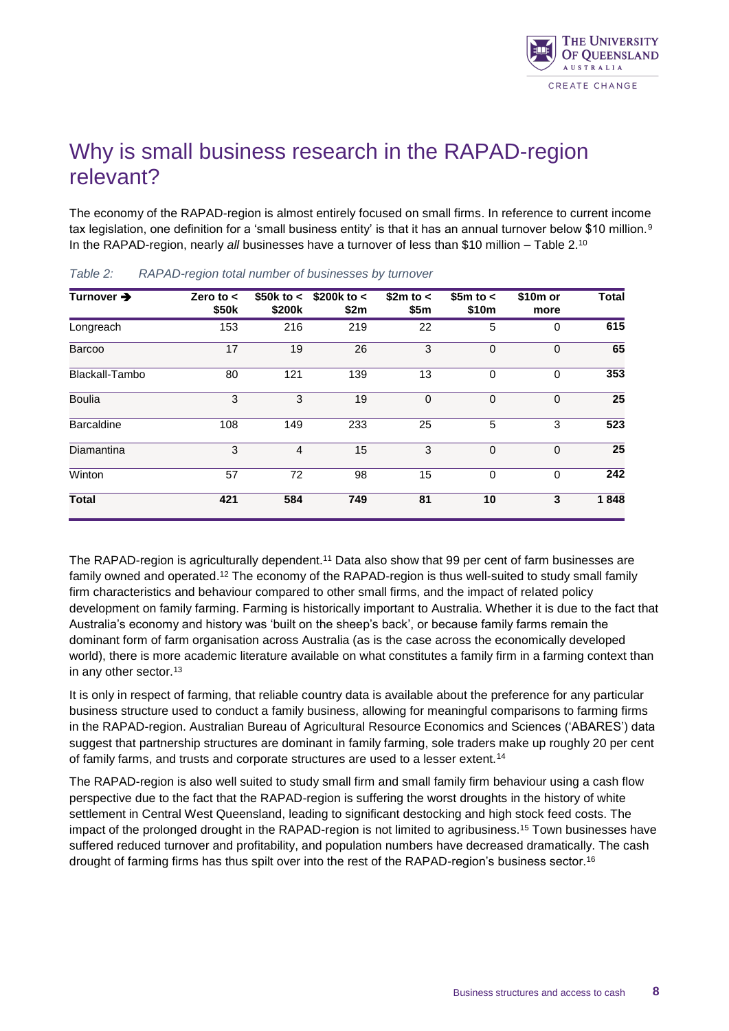# Why is small business research in the RAPAD-region relevant?

The economy of the RAPAD-region is almost entirely focused on small firms. In reference to current income tax legislation, one definition for a 'small business entity' is that it has an annual turnover below $10 million.[9] In the RAPAD-region, nearly *all* businesses have a turnover of less than $10 million – Table 2.[10]

*Table 2: RAPAD-region total number of businesses by turnover*

| Turnover ➔ | Zero to < $50k | $50k to < $200k | $200k to < $2m | $2m to < $5m | $5m to < $10m | $10m or more | Total |
|---|---|---|---|---|---|---|---|
| Longreach | 153 | 216 | 219 | 22 | 5 | 0 | **615** |
| Barcoo | 17 | 19 | 26 | 3 | 0 | 0 | **65** |
| Blackall-Tambo | 80 | 121 | 139 | 13 | 0 | 0 | **353** |
| Boulia | 3 | 3 | 19 | 0 | 0 | 0 | **25** |
| Barcaldine | 108 | 149 | 233 | 25 | 5 | 3 | **523** |
| Diamantina | 3 | 4 | 15 | 3 | 0 | 0 | **25** |
| Winton | 57 | 72 | 98 | 15 | 0 | 0 | **242** |
| **Total** | **421** | **584** | **749** | **81** | **10** | **3** | **1 848** |

The RAPAD-region is agriculturally dependent.[11] Data also show that 99 per cent of farm businesses are family owned and operated.[12] The economy of the RAPAD-region is thus well-suited to study small family firm characteristics and behaviour compared to other small firms, and the impact of related policy development on family farming. Farming is historically important to Australia. Whether it is due to the fact that Australia's economy and history was 'built on the sheep's back', or because family farms remain the dominant form of farm organisation across Australia (as is the case across the economically developed world), there is more academic literature available on what constitutes a family firm in a farming context than in any other sector.[13]

It is only in respect of farming, that reliable country data is available about the preference for any particular business structure used to conduct a family business, allowing for meaningful comparisons to farming firms in the RAPAD-region. Australian Bureau of Agricultural Resource Economics and Sciences ('ABARES') data suggest that partnership structures are dominant in family farming, sole traders make up roughly 20 per cent of family farms, and trusts and corporate structures are used to a lesser extent.[14]

The RAPAD-region is also well suited to study small firm and small family firm behaviour using a cash flow perspective due to the fact that the RAPAD-region is suffering the worst droughts in the history of white settlement in Central West Queensland, leading to significant destocking and high stock feed costs. The impact of the prolonged drought in the RAPAD-region is not limited to agribusiness.[15] Town businesses have suffered reduced turnover and profitability, and population numbers have decreased dramatically. The cash drought of farming firms has thus spilt over into the rest of the RAPAD-region's business sector.[16]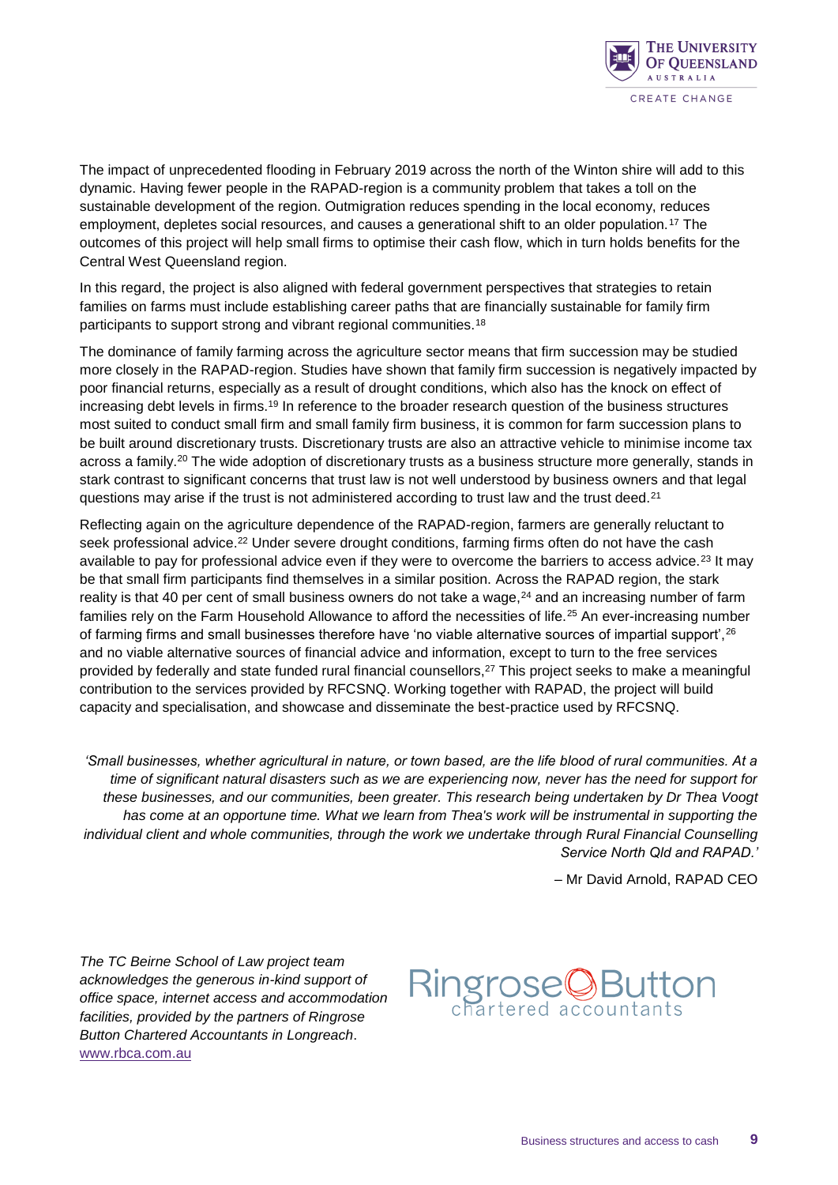The impact of unprecedented flooding in February 2019 across the north of the Winton shire will add to this dynamic. Having fewer people in the RAPAD-region is a community problem that takes a toll on the sustainable development of the region. Outmigration reduces spending in the local economy, reduces employment, depletes social resources, and causes a generational shift to an older population.[17] The outcomes of this project will help small firms to optimise their cash flow, which in turn holds benefits for the Central West Queensland region.

In this regard, the project is also aligned with federal government perspectives that strategies to retain families on farms must include establishing career paths that are financially sustainable for family firm participants to support strong and vibrant regional communities.[18]

The dominance of family farming across the agriculture sector means that firm succession may be studied more closely in the RAPAD-region. Studies have shown that family firm succession is negatively impacted by poor financial returns, especially as a result of drought conditions, which also has the knock on effect of increasing debt levels in firms.[19] In reference to the broader research question of the business structures most suited to conduct small firm and small family firm business, it is common for farm succession plans to be built around discretionary trusts. Discretionary trusts are also an attractive vehicle to minimise income tax across a family.[20] The wide adoption of discretionary trusts as a business structure more generally, stands in stark contrast to significant concerns that trust law is not well understood by business owners and that legal questions may arise if the trust is not administered according to trust law and the trust deed.[21]

Reflecting again on the agriculture dependence of the RAPAD-region, farmers are generally reluctant to seek professional advice.[22] Under severe drought conditions, farming firms often do not have the cash available to pay for professional advice even if they were to overcome the barriers to access advice.[23] It may be that small firm participants find themselves in a similar position. Across the RAPAD region, the stark reality is that 40 per cent of small business owners do not take a wage,[24] and an increasing number of farm families rely on the Farm Household Allowance to afford the necessities of life.[25] An ever-increasing number of farming firms and small businesses therefore have 'no viable alternative sources of impartial support',[26] and no viable alternative sources of financial advice and information, except to turn to the free services provided by federally and state funded rural financial counsellors,[27] This project seeks to make a meaningful contribution to the services provided by RFCSNQ. Working together with RAPAD, the project will build capacity and specialisation, and showcase and disseminate the best-practice used by RFCSNQ.

> *'Small businesses, whether agricultural in nature, or town based, are the life blood of rural communities. At a time of significant natural disasters such as we are experiencing now, never has the need for support for these businesses, and our communities, been greater. This research being undertaken by Dr Thea Voogt has come at an opportune time. What we learn from Thea's work will be instrumental in supporting the individual client and whole communities, through the work we undertake through Rural Financial Counselling Service North Qld and RAPAD.'*
>
> – Mr David Arnold, RAPAD CEO

*The TC Beirne School of Law project team acknowledges the generous in-kind support of office space, internet access and accommodation facilities, provided by the partners of Ringrose Button Chartered Accountants in Longreach.* www.rbca.com.au

Ringrose Button
chartered accountants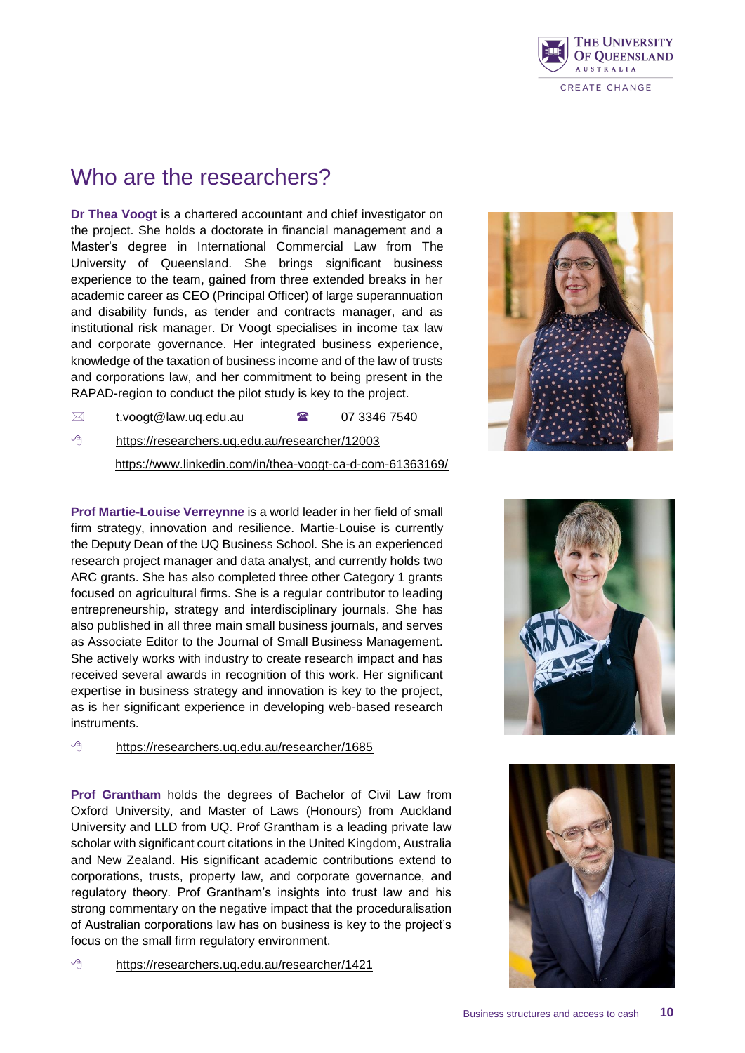# Who are the researchers?

**Dr Thea Voogt** is a chartered accountant and chief investigator on the project. She holds a doctorate in financial management and a Master's degree in International Commercial Law from The University of Queensland. She brings significant business experience to the team, gained from three extended breaks in her academic career as CEO (Principal Officer) of large superannuation and disability funds, as tender and contracts manager, and as institutional risk manager. Dr Voogt specialises in income tax law and corporate governance. Her integrated business experience, knowledge of the taxation of business income and of the law of trusts and corporations law, and her commitment to being present in the RAPAD-region to conduct the pilot study is key to the project.

✉ t.voogt@law.uq.edu.au ☎ 07 3346 7540

https://researchers.uq.edu.au/researcher/12003

https://www.linkedin.com/in/thea-voogt-ca-d-com-61363169/

**Prof Martie-Louise Verreynne** is a world leader in her field of small firm strategy, innovation and resilience. Martie-Louise is currently the Deputy Dean of the UQ Business School. She is an experienced research project manager and data analyst, and currently holds two ARC grants. She has also completed three other Category 1 grants focused on agricultural firms. She is a regular contributor to leading entrepreneurship, strategy and interdisciplinary journals. She has also published in all three main small business journals, and serves as Associate Editor to the Journal of Small Business Management. She actively works with industry to create research impact and has received several awards in recognition of this work. Her significant expertise in business strategy and innovation is key to the project, as is her significant experience in developing web-based research instruments.

https://researchers.uq.edu.au/researcher/1685

**Prof Grantham** holds the degrees of Bachelor of Civil Law from Oxford University, and Master of Laws (Honours) from Auckland University and LLD from UQ. Prof Grantham is a leading private law scholar with significant court citations in the United Kingdom, Australia and New Zealand. His significant academic contributions extend to corporations, trusts, property law, and corporate governance, and regulatory theory. Prof Grantham's insights into trust law and his strong commentary on the negative impact that the proceduralisation of Australian corporations law has on business is key to the project's focus on the small firm regulatory environment.

https://researchers.uq.edu.au/researcher/1421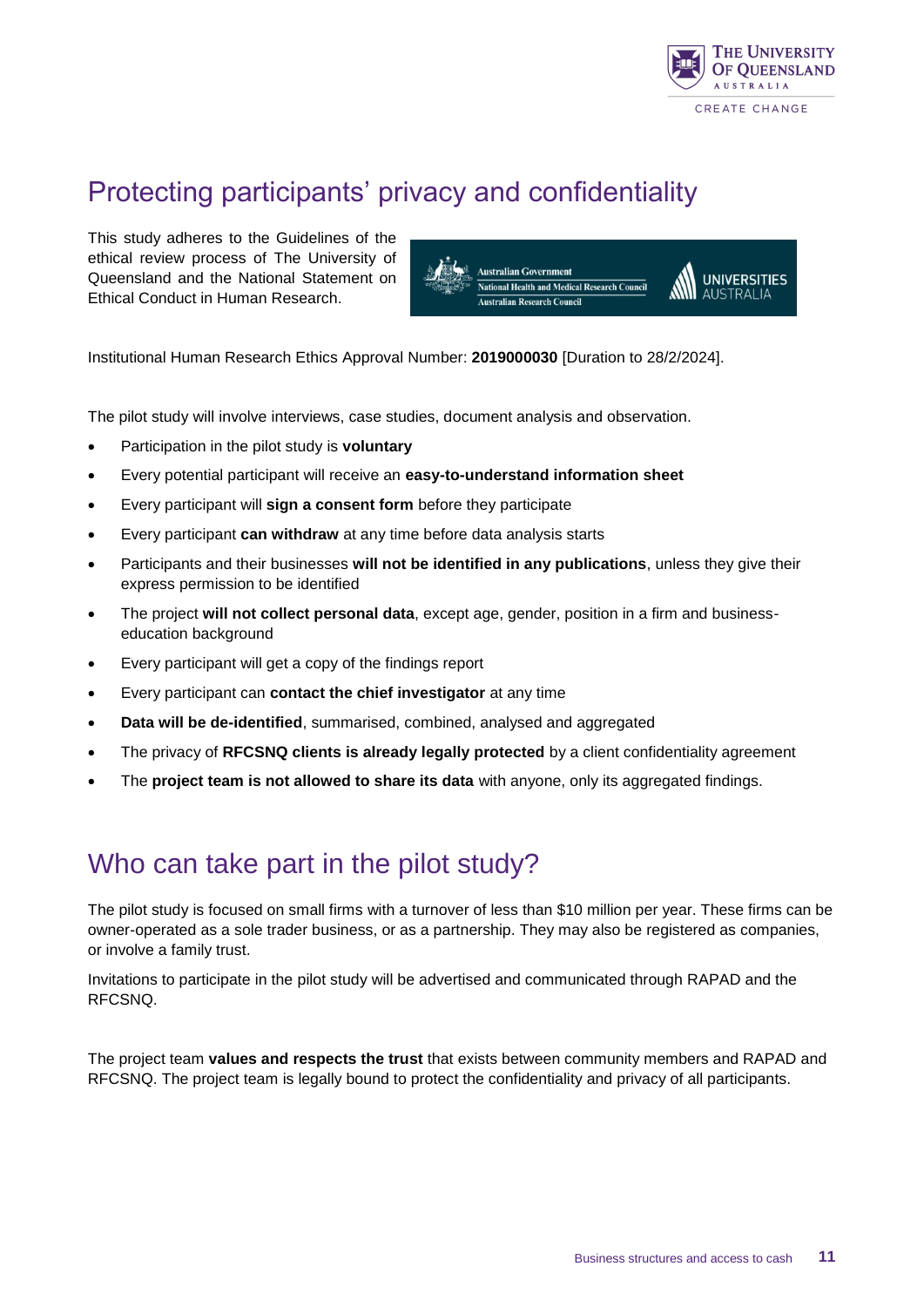## Protecting participants' privacy and confidentiality

This study adheres to the Guidelines of the ethical review process of The University of Queensland and the National Statement on Ethical Conduct in Human Research.

Institutional Human Research Ethics Approval Number: **2019000030** [Duration to 28/2/2024].

The pilot study will involve interviews, case studies, document analysis and observation.

- Participation in the pilot study is **voluntary**
- Every potential participant will receive an **easy-to-understand information sheet**
- Every participant will **sign a consent form** before they participate
- Every participant **can withdraw** at any time before data analysis starts
- Participants and their businesses **will not be identified in any publications**, unless they give their express permission to be identified
- The project **will not collect personal data**, except age, gender, position in a firm and business-education background
- Every participant will get a copy of the findings report
- Every participant can **contact the chief investigator** at any time
- **Data will be de-identified**, summarised, combined, analysed and aggregated
- The privacy of **RFCSNQ clients is already legally protected** by a client confidentiality agreement
- The **project team is not allowed to share its data** with anyone, only its aggregated findings.

## Who can take part in the pilot study?

The pilot study is focused on small firms with a turnover of less than $10 million per year. These firms can be owner-operated as a sole trader business, or as a partnership. They may also be registered as companies, or involve a family trust.

Invitations to participate in the pilot study will be advertised and communicated through RAPAD and the RFCSNQ.

The project team **values and respects the trust** that exists between community members and RAPAD and RFCSNQ. The project team is legally bound to protect the confidentiality and privacy of all participants.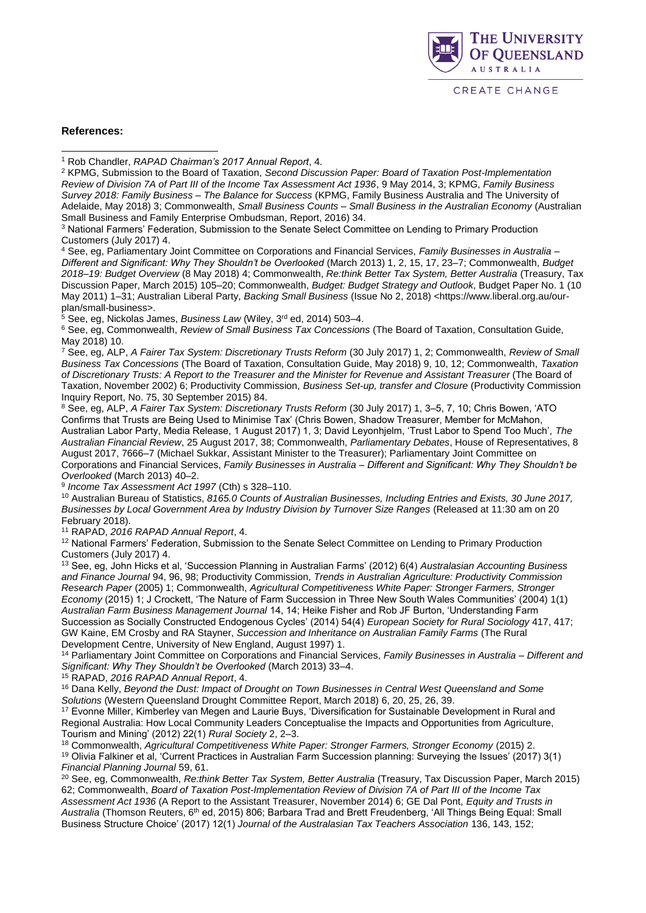**References:**

[1] Rob Chandler, *RAPAD Chairman's 2017 Annual Report*, 4.

[2] KPMG, Submission to the Board of Taxation, *Second Discussion Paper: Board of Taxation Post-Implementation Review of Division 7A of Part III of the Income Tax Assessment Act 1936*, 9 May 2014, 3; KPMG, *Family Business Survey 2018: Family Business – The Balance for Success* (KPMG, Family Business Australia and The University of Adelaide, May 2018) 3; Commonwealth, *Small Business Counts – Small Business in the Australian Economy* (Australian Small Business and Family Enterprise Ombudsman, Report, 2016) 34.

[3] National Farmers' Federation, Submission to the Senate Select Committee on Lending to Primary Production Customers (July 2017) 4.

[4] See, eg, Parliamentary Joint Committee on Corporations and Financial Services, *Family Businesses in Australia – Different and Significant: Why They Shouldn't be Overlooked* (March 2013) 1, 2, 15, 17, 23–7; Commonwealth, *Budget 2018–19: Budget Overview* (8 May 2018) 4; Commonwealth, *Re:think Better Tax System, Better Australia* (Treasury, Tax Discussion Paper, March 2015) 105–20; Commonwealth, *Budget: Budget Strategy and Outlook*, Budget Paper No. 1 (10 May 2011) 1–31; Australian Liberal Party, *Backing Small Business* (Issue No 2, 2018) <https://www.liberal.org.au/our-plan/small-business>.

[5] See, eg, Nickolas James, *Business Law* (Wiley, 3rd ed, 2014) 503–4.

[6] See, eg, Commonwealth, *Review of Small Business Tax Concessions* (The Board of Taxation, Consultation Guide, May 2018) 10.

[7] See, eg, ALP, *A Fairer Tax System: Discretionary Trusts Reform* (30 July 2017) 1, 2; Commonwealth, *Review of Small Business Tax Concessions* (The Board of Taxation, Consultation Guide, May 2018) 9, 10, 12; Commonwealth, *Taxation of Discretionary Trusts: A Report to the Treasurer and the Minister for Revenue and Assistant Treasurer* (The Board of Taxation, November 2002) 6; Productivity Commission, *Business Set-up, transfer and Closure* (Productivity Commission Inquiry Report, No. 75, 30 September 2015) 84.

[8] See, eg, ALP, *A Fairer Tax System: Discretionary Trusts Reform* (30 July 2017) 1, 3–5, 7, 10; Chris Bowen, 'ATO Confirms that Trusts are Being Used to Minimise Tax' (Chris Bowen, Shadow Treasurer, Member for McMahon, Australian Labor Party, Media Release, 1 August 2017) 1, 3; David Leyonhjelm, 'Trust Labor to Spend Too Much', *The Australian Financial Review*, 25 August 2017, 38; Commonwealth, *Parliamentary Debates*, House of Representatives, 8 August 2017, 7666–7 (Michael Sukkar, Assistant Minister to the Treasurer); Parliamentary Joint Committee on Corporations and Financial Services, *Family Businesses in Australia – Different and Significant: Why They Shouldn't be Overlooked* (March 2013) 40–2.

[9] *Income Tax Assessment Act 1997* (Cth) s 328–110.

[10] Australian Bureau of Statistics, *8165.0 Counts of Australian Businesses, Including Entries and Exists, 30 June 2017, Businesses by Local Government Area by Industry Division by Turnover Size Ranges* (Released at 11:30 am on 20 February 2018).

[11] RAPAD, *2016 RAPAD Annual Report*, 4.

[12] National Farmers' Federation, Submission to the Senate Select Committee on Lending to Primary Production Customers (July 2017) 4.

[13] See, eg, John Hicks et al, 'Succession Planning in Australian Farms' (2012) 6(4) *Australasian Accounting Business and Finance Journal* 94, 96, 98; Productivity Commission, *Trends in Australian Agriculture: Productivity Commission Research Paper* (2005) 1; Commonwealth, *Agricultural Competitiveness White Paper: Stronger Farmers, Stronger Economy* (2015) 1; J Crockett, 'The Nature of Farm Succession in Three New South Wales Communities' (2004) 1(1) *Australian Farm Business Management Journal* 14, 14; Heike Fisher and Rob JF Burton, 'Understanding Farm Succession as Socially Constructed Endogenous Cycles' (2014) 54(4) *European Society for Rural Sociology* 417, 417; GW Kaine, EM Crosby and RA Stayner, *Succession and Inheritance on Australian Family Farms* (The Rural Development Centre, University of New England, August 1997) 1.

[14] Parliamentary Joint Committee on Corporations and Financial Services, *Family Businesses in Australia – Different and Significant: Why They Shouldn't be Overlooked* (March 2013) 33–4.

[15] RAPAD, *2016 RAPAD Annual Report*, 4.

[16] Dana Kelly, *Beyond the Dust: Impact of Drought on Town Businesses in Central West Queensland and Some Solutions* (Western Queensland Drought Committee Report, March 2018) 6, 20, 25, 26, 39.

[17] Evonne Miller, Kimberley van Megen and Laurie Buys, 'Diversification for Sustainable Development in Rural and Regional Australia: How Local Community Leaders Conceptualise the Impacts and Opportunities from Agriculture, Tourism and Mining' (2012) 22(1) *Rural Society* 2, 2–3.

[18] Commonwealth, *Agricultural Competitiveness White Paper: Stronger Farmers, Stronger Economy* (2015) 2.

[19] Olivia Falkiner et al, 'Current Practices in Australian Farm Succession planning: Surveying the Issues' (2017) 3(1) *Financial Planning Journal* 59, 61.

[20] See, eg, Commonwealth, *Re:think Better Tax System, Better Australia* (Treasury, Tax Discussion Paper, March 2015) 62; Commonwealth, *Board of Taxation Post-Implementation Review of Division 7A of Part III of the Income Tax Assessment Act 1936* (A Report to the Assistant Treasurer, November 2014) 6; GE Dal Pont, *Equity and Trusts in Australia* (Thomson Reuters, 6th ed, 2015) 806; Barbara Trad and Brett Freudenberg, 'All Things Being Equal: Small Business Structure Choice' (2017) 12(1) *Journal of the Australasian Tax Teachers Association* 136, 143, 152;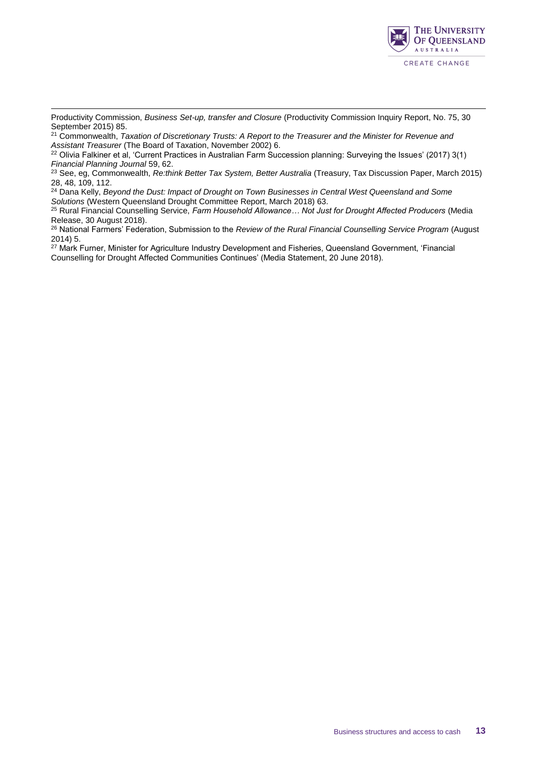Productivity Commission, *Business Set-up, transfer and Closure* (Productivity Commission Inquiry Report, No. 75, 30 September 2015) 85.

[21] Commonwealth, *Taxation of Discretionary Trusts: A Report to the Treasurer and the Minister for Revenue and Assistant Treasurer* (The Board of Taxation, November 2002) 6.

[22] Olivia Falkiner et al, 'Current Practices in Australian Farm Succession planning: Surveying the Issues' (2017) 3(1) *Financial Planning Journal* 59, 62.

[23] See, eg, Commonwealth, *Re:think Better Tax System, Better Australia* (Treasury, Tax Discussion Paper, March 2015) 28, 48, 109, 112.

[24] Dana Kelly, *Beyond the Dust: Impact of Drought on Town Businesses in Central West Queensland and Some Solutions* (Western Queensland Drought Committee Report, March 2018) 63.

[25] Rural Financial Counselling Service, *Farm Household Allowance… Not Just for Drought Affected Producers* (Media Release, 30 August 2018).

[26] National Farmers' Federation, Submission to the *Review of the Rural Financial Counselling Service Program* (August 2014) 5.

[27] Mark Furner, Minister for Agriculture Industry Development and Fisheries, Queensland Government, 'Financial Counselling for Drought Affected Communities Continues' (Media Statement, 20 June 2018).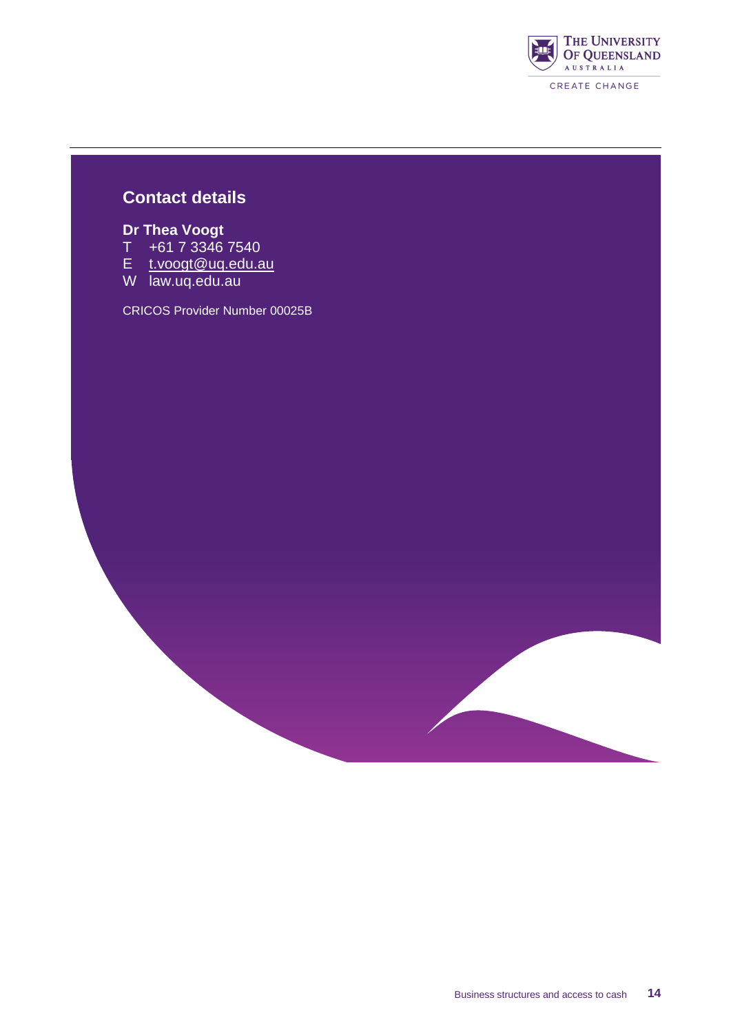## Contact details

**Dr Thea Voogt**

T +61 7 3346 7540

E t.voogt@uq.edu.au

W law.uq.edu.au

CRICOS Provider Number 00025B